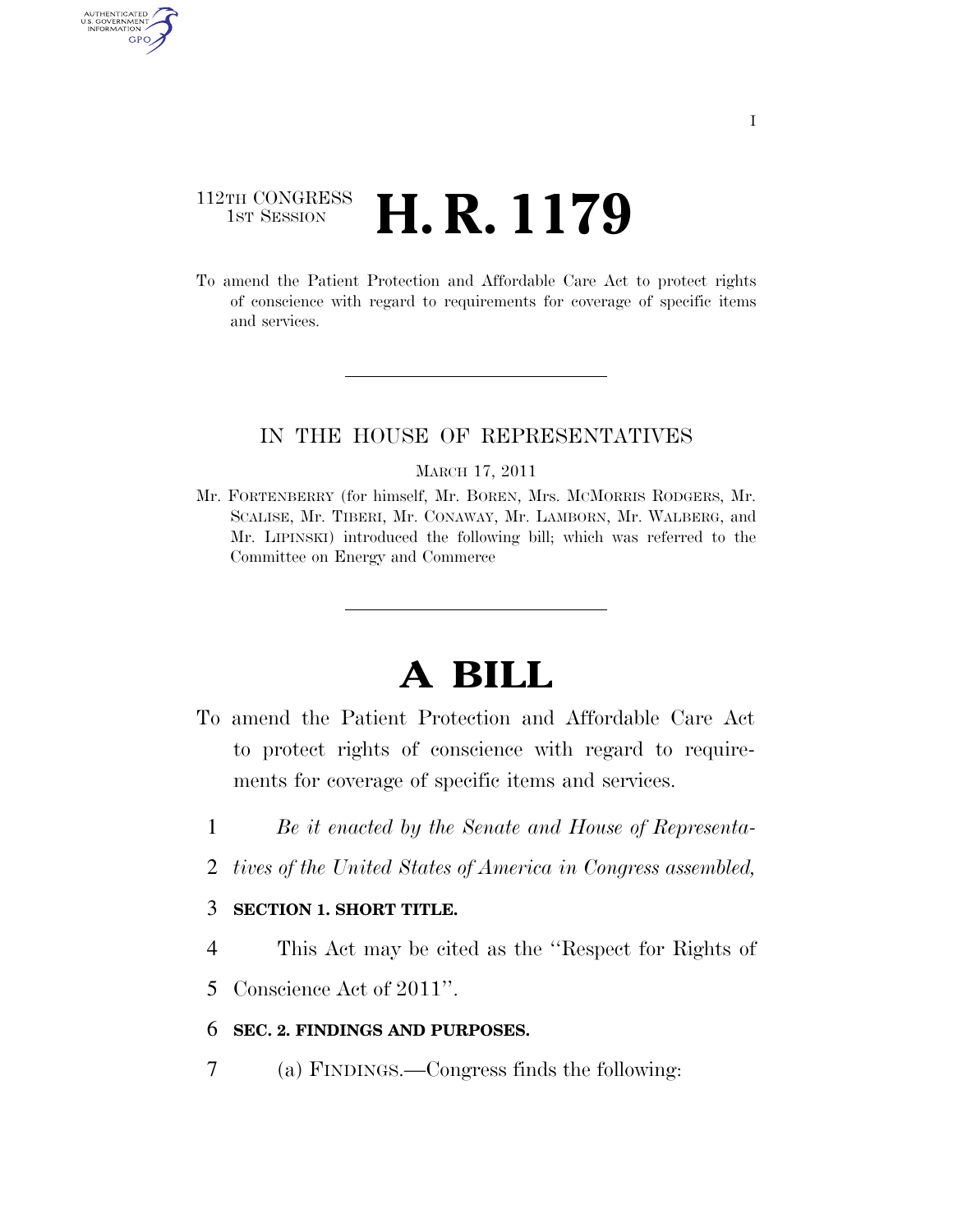112TH CONGRESS
1ST SESSION

# H. R. 1179

To amend the Patient Protection and Affordable Care Act to protect rights of conscience with regard to requirements for coverage of specific items and services.

IN THE HOUSE OF REPRESENTATIVES

MARCH 17, 2011

Mr. FORTENBERRY (for himself, Mr. BOREN, Mrs. MCMORRIS RODGERS, Mr. SCALISE, Mr. TIBERI, Mr. CONAWAY, Mr. LAMBORN, Mr. WALBERG, and Mr. LIPINSKI) introduced the following bill; which was referred to the Committee on Energy and Commerce

# A BILL

To amend the Patient Protection and Affordable Care Act to protect rights of conscience with regard to requirements for coverage of specific items and services.

1 *Be it enacted by the Senate and House of Representa-*
2 *tives of the United States of America in Congress assembled,*

3 **SECTION 1. SHORT TITLE.**

4 This Act may be cited as the ''Respect for Rights of
5 Conscience Act of 2011''.

6 **SEC. 2. FINDINGS AND PURPOSES.**

7 (a) FINDINGS.—Congress finds the following: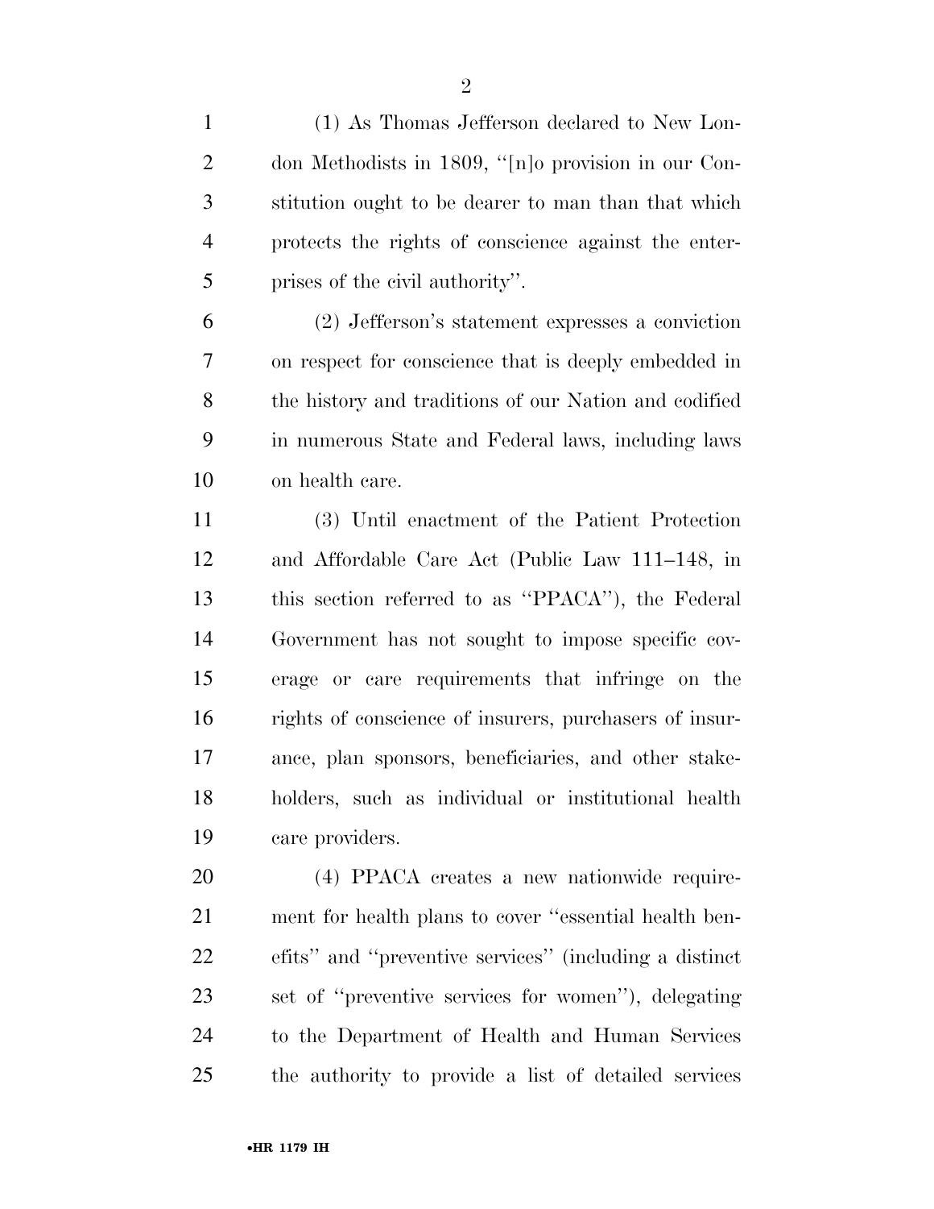(1) As Thomas Jefferson declared to New London Methodists in 1809, ''[n]o provision in our Constitution ought to be dearer to man than that which protects the rights of conscience against the enterprises of the civil authority''.

(2) Jefferson's statement expresses a conviction on respect for conscience that is deeply embedded in the history and traditions of our Nation and codified in numerous State and Federal laws, including laws on health care.

(3) Until enactment of the Patient Protection and Affordable Care Act (Public Law 111–148, in this section referred to as ''PPACA''), the Federal Government has not sought to impose specific coverage or care requirements that infringe on the rights of conscience of insurers, purchasers of insurance, plan sponsors, beneficiaries, and other stakeholders, such as individual or institutional health care providers.

(4) PPACA creates a new nationwide requirement for health plans to cover ''essential health benefits'' and ''preventive services'' (including a distinct set of ''preventive services for women''), delegating to the Department of Health and Human Services the authority to provide a list of detailed services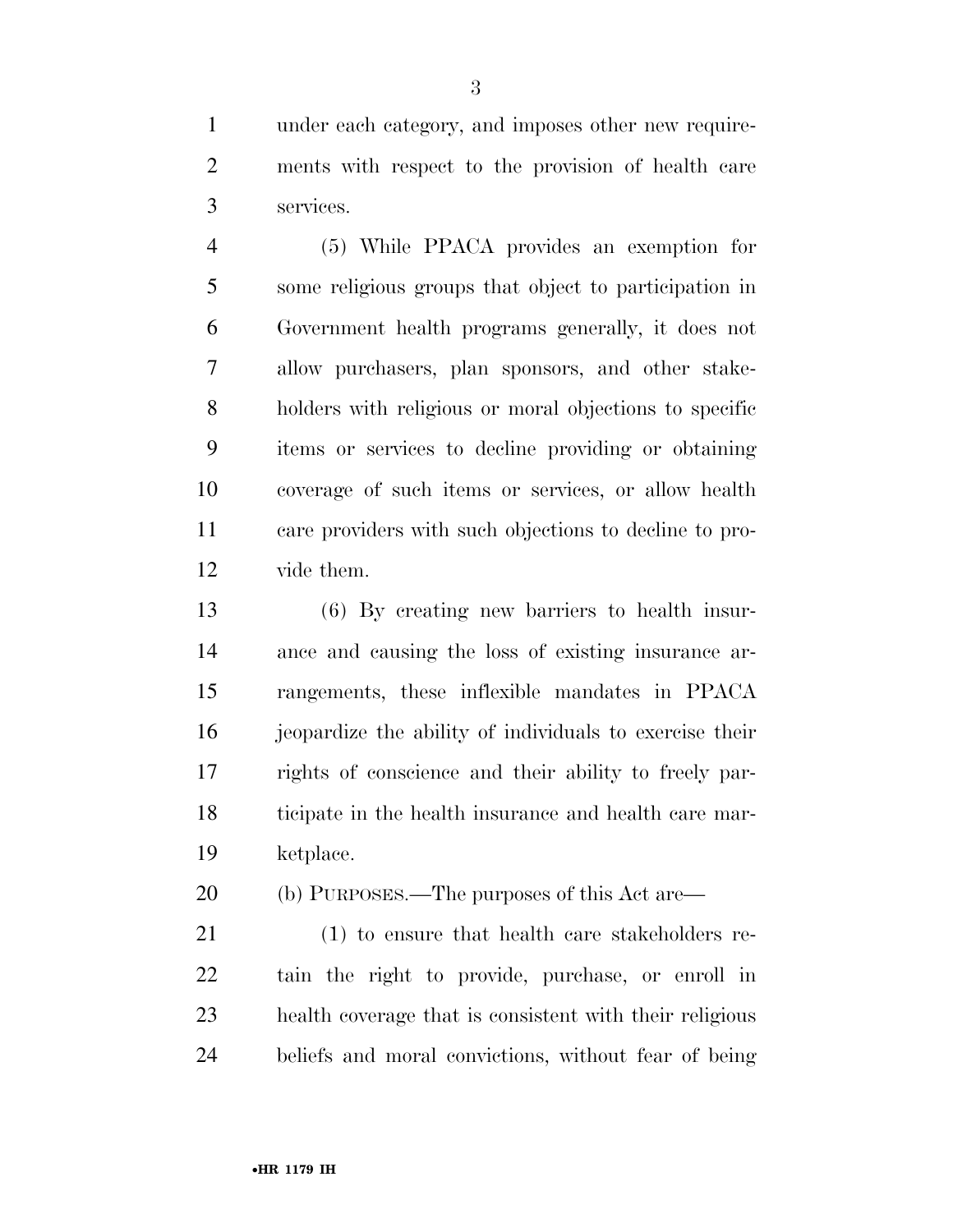under each category, and imposes other new requirements with respect to the provision of health care services.

(5) While PPACA provides an exemption for some religious groups that object to participation in Government health programs generally, it does not allow purchasers, plan sponsors, and other stakeholders with religious or moral objections to specific items or services to decline providing or obtaining coverage of such items or services, or allow health care providers with such objections to decline to provide them.

(6) By creating new barriers to health insurance and causing the loss of existing insurance arrangements, these inflexible mandates in PPACA jeopardize the ability of individuals to exercise their rights of conscience and their ability to freely participate in the health insurance and health care marketplace.

(b) PURPOSES.—The purposes of this Act are—

(1) to ensure that health care stakeholders retain the right to provide, purchase, or enroll in health coverage that is consistent with their religious beliefs and moral convictions, without fear of being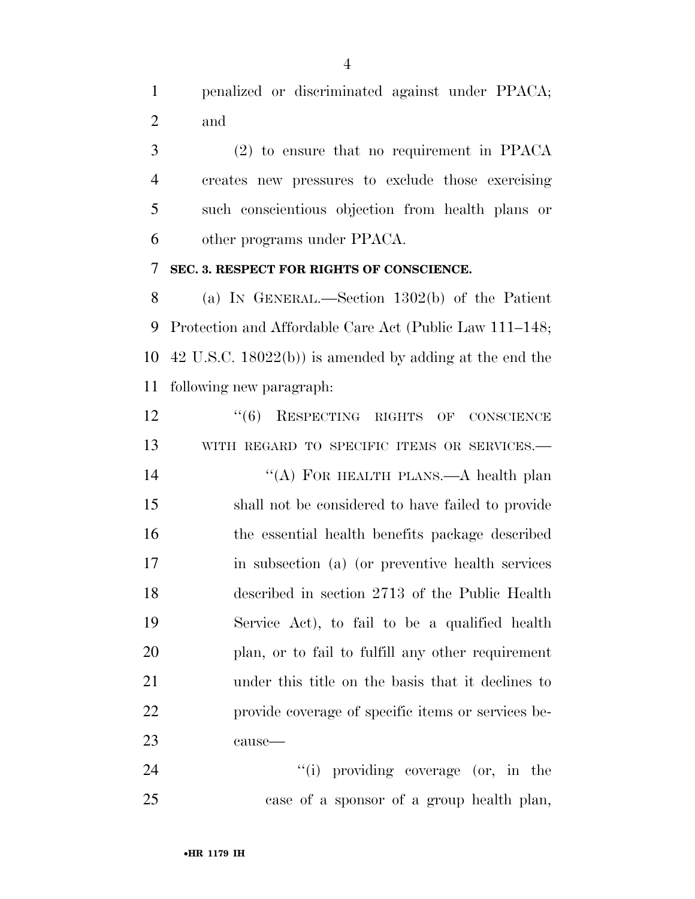penalized or discriminated against under PPACA; and

(2) to ensure that no requirement in PPACA creates new pressures to exclude those exercising such conscientious objection from health plans or other programs under PPACA.

**SEC. 3. RESPECT FOR RIGHTS OF CONSCIENCE.**

(a) IN GENERAL.—Section 1302(b) of the Patient Protection and Affordable Care Act (Public Law 111–148; 42 U.S.C. 18022(b)) is amended by adding at the end the following new paragraph:

"(6) RESPECTING RIGHTS OF CONSCIENCE WITH REGARD TO SPECIFIC ITEMS OR SERVICES.—

"(A) FOR HEALTH PLANS.—A health plan shall not be considered to have failed to provide the essential health benefits package described in subsection (a) (or preventive health services described in section 2713 of the Public Health Service Act), to fail to be a qualified health plan, or to fail to fulfill any other requirement under this title on the basis that it declines to provide coverage of specific items or services because—

"(i) providing coverage (or, in the case of a sponsor of a group health plan,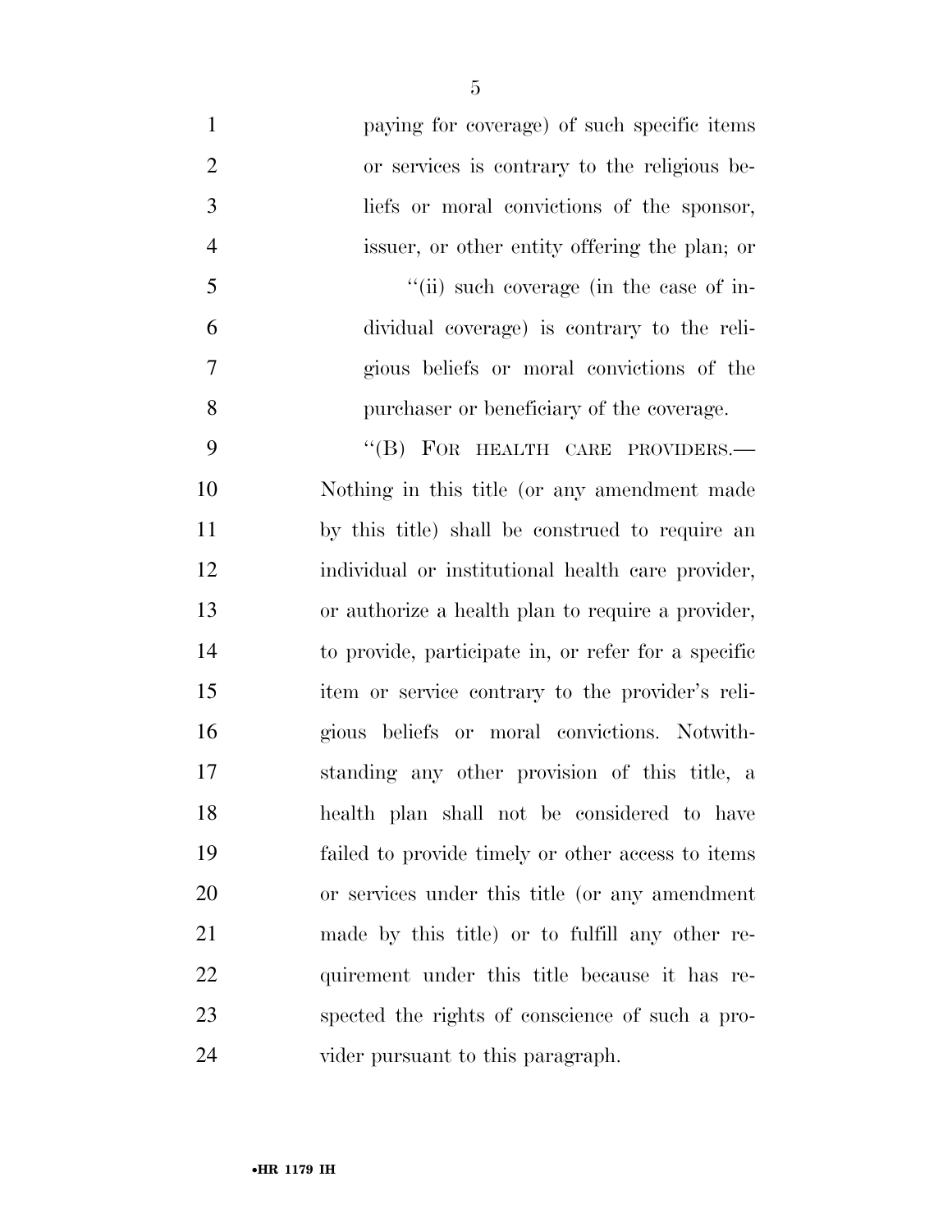paying for coverage) of such specific items or services is contrary to the religious beliefs or moral convictions of the sponsor, issuer, or other entity offering the plan; or

"(ii) such coverage (in the case of individual coverage) is contrary to the religious beliefs or moral convictions of the purchaser or beneficiary of the coverage.

"(B) FOR HEALTH CARE PROVIDERS.— Nothing in this title (or any amendment made by this title) shall be construed to require an individual or institutional health care provider, or authorize a health plan to require a provider, to provide, participate in, or refer for a specific item or service contrary to the provider's religious beliefs or moral convictions. Notwithstanding any other provision of this title, a health plan shall not be considered to have failed to provide timely or other access to items or services under this title (or any amendment made by this title) or to fulfill any other requirement under this title because it has respected the rights of conscience of such a provider pursuant to this paragraph.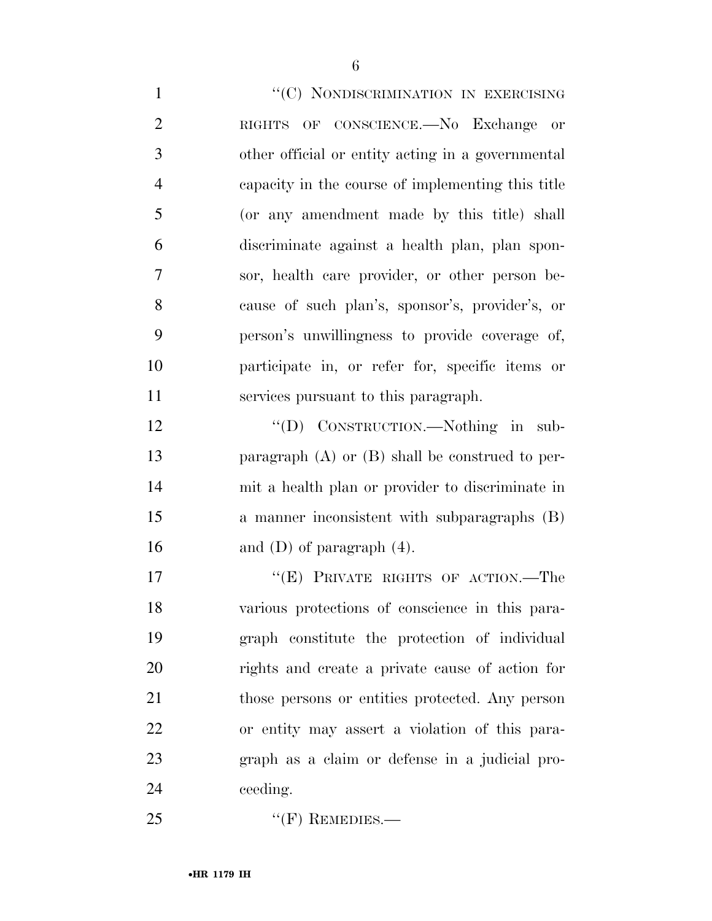"(C) NONDISCRIMINATION IN EXERCISING RIGHTS OF CONSCIENCE.—No Exchange or other official or entity acting in a governmental capacity in the course of implementing this title (or any amendment made by this title) shall discriminate against a health plan, plan sponsor, health care provider, or other person because of such plan's, sponsor's, provider's, or person's unwillingness to provide coverage of, participate in, or refer for, specific items or services pursuant to this paragraph.

"(D) CONSTRUCTION.—Nothing in subparagraph (A) or (B) shall be construed to permit a health plan or provider to discriminate in a manner inconsistent with subparagraphs (B) and (D) of paragraph (4).

"(E) PRIVATE RIGHTS OF ACTION.—The various protections of conscience in this paragraph constitute the protection of individual rights and create a private cause of action for those persons or entities protected. Any person or entity may assert a violation of this paragraph as a claim or defense in a judicial proceeding.

"(F) REMEDIES.—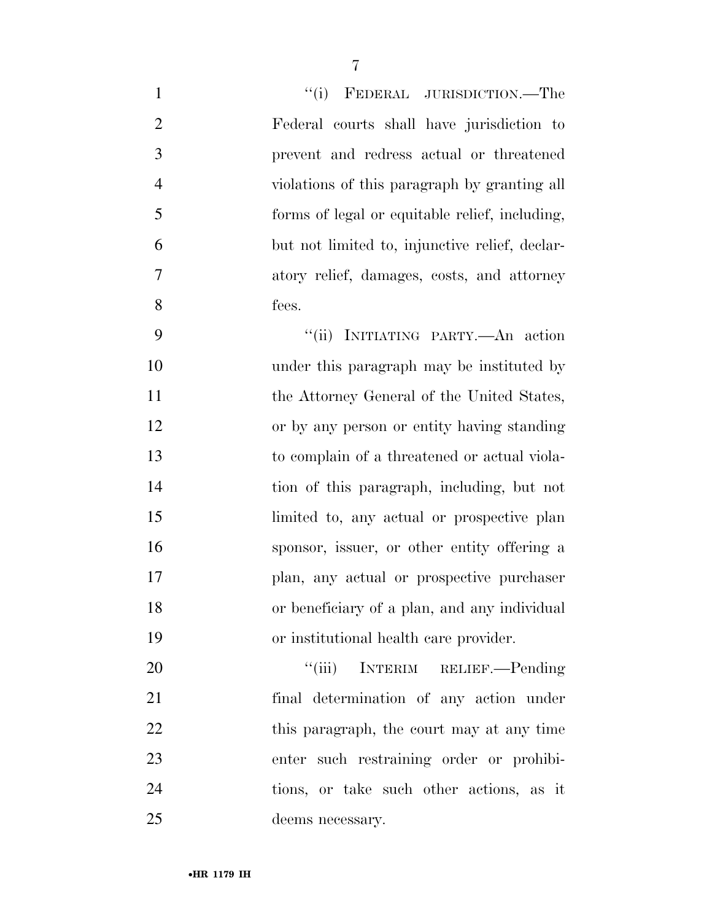"(i) FEDERAL JURISDICTION.—The Federal courts shall have jurisdiction to prevent and redress actual or threatened violations of this paragraph by granting all forms of legal or equitable relief, including, but not limited to, injunctive relief, declaratory relief, damages, costs, and attorney fees.

"(ii) INITIATING PARTY.—An action under this paragraph may be instituted by the Attorney General of the United States, or by any person or entity having standing to complain of a threatened or actual violation of this paragraph, including, but not limited to, any actual or prospective plan sponsor, issuer, or other entity offering a plan, any actual or prospective purchaser or beneficiary of a plan, and any individual or institutional health care provider.

"(iii) INTERIM RELIEF.—Pending final determination of any action under this paragraph, the court may at any time enter such restraining order or prohibitions, or take such other actions, as it deems necessary.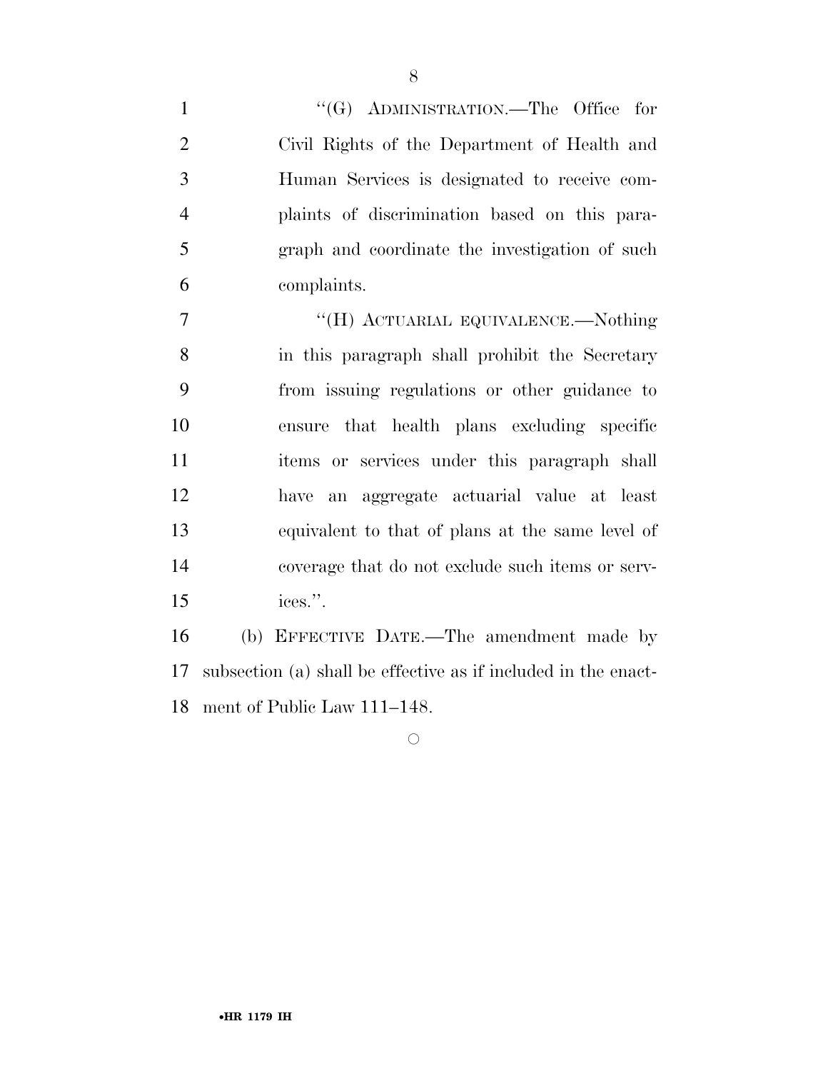''(G) ADMINISTRATION.—The Office for Civil Rights of the Department of Health and Human Services is designated to receive complaints of discrimination based on this paragraph and coordinate the investigation of such complaints.

''(H) ACTUARIAL EQUIVALENCE.—Nothing in this paragraph shall prohibit the Secretary from issuing regulations or other guidance to ensure that health plans excluding specific items or services under this paragraph shall have an aggregate actuarial value at least equivalent to that of plans at the same level of coverage that do not exclude such items or services.''.

(b) EFFECTIVE DATE.—The amendment made by subsection (a) shall be effective as if included in the enactment of Public Law 111–148.

○